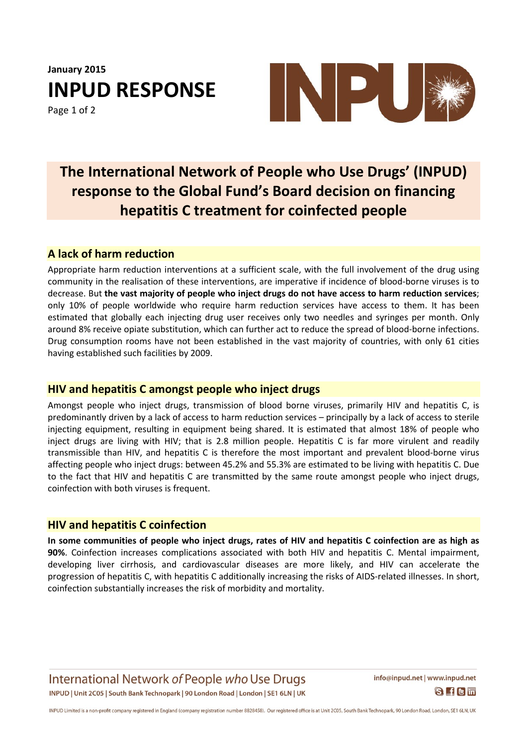January 2015

# INPUD RESPONSE

## The International Network of People who Use Drugs' (INPUD) response to the Global Fund's Board decision on financing hepatitis C treatment for coinfected people

### A lack of harm reduction

Appropriate harm reduction interventions at a sufficient scale, with the full involvement of the drug using community in the realisation of these interventions, are imperative if incidence of blood-borne viruses is to decrease. But **the vast majority of people who inject drugs do not have access to harm reduction services**; only 10% of people worldwide who require harm reduction services have access to them. It has been estimated that globally each injecting drug user receives only two needles and syringes per month. Only around 8% receive opiate substitution, which can further act to reduce the spread of blood-borne infections. Drug consumption rooms have not been established in the vast majority of countries, with only 61 cities having established such facilities by 2009.

### HIV and hepatitis C amongst people who inject drugs

Amongst people who inject drugs, transmission of blood borne viruses, primarily HIV and hepatitis C, is predominantly driven by a lack of access to harm reduction services – principally by a lack of access to sterile injecting equipment, resulting in equipment being shared. It is estimated that almost 18% of people who inject drugs are living with HIV; that is 2.8 million people. Hepatitis C is far more virulent and readily transmissible than HIV, and hepatitis C is therefore the most important and prevalent blood-borne virus affecting people who inject drugs: between 45.2% and 55.3% are estimated to be living with hepatitis C. Due to the fact that HIV and hepatitis C are transmitted by the same route amongst people who inject drugs, coinfection with both viruses is frequent.

### HIV and hepatitis C coinfection

**In some communities of people who inject drugs, rates of HIV and hepatitis C coinfection are as high as 90%**. Coinfection increases complications associated with both HIV and hepatitis C. Mental impairment, developing liver cirrhosis, and cardiovascular diseases are more likely, and HIV can accelerate the progression of hepatitis C, with hepatitis C additionally increasing the risks of AIDS-related illnesses. In short, coinfection substantially increases the risk of morbidity and mortality.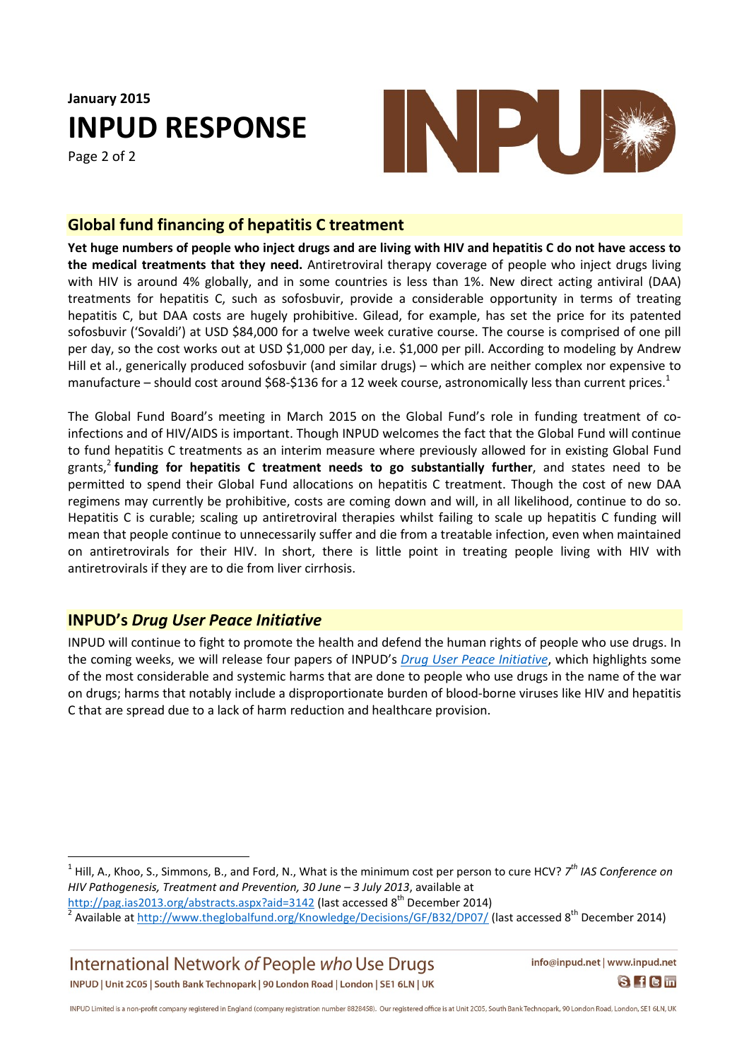## Global fund financing of hepatitis C treatment

**Yet huge numbers of people who inject drugs and are living with HIV and hepatitis C do not have access to the medical treatments that they need.** Antiretroviral therapy coverage of people who inject drugs living with HIV is around 4% globally, and in some countries is less than 1%. New direct acting antiviral (DAA) treatments for hepatitis C, such as sofosbuvir, provide a considerable opportunity in terms of treating hepatitis C, but DAA costs are hugely prohibitive. Gilead, for example, has set the price for its patented sofosbuvir ('Sovaldi') at USD $84,000 for a twelve week curative course. The course is comprised of one pill per day, so the cost works out at USD $1,000 per day, i.e. $1,000 per pill. According to modeling by Andrew Hill et al., generically produced sofosbuvir (and similar drugs) – which are neither complex nor expensive to manufacture – should cost around $68-$136 for a 12 week course, astronomically less than current prices.[1]

The Global Fund Board's meeting in March 2015 on the Global Fund's role in funding treatment of co-infections and of HIV/AIDS is important. Though INPUD welcomes the fact that the Global Fund will continue to fund hepatitis C treatments as an interim measure where previously allowed for in existing Global Fund grants,[2] **funding for hepatitis C treatment needs to go substantially further**, and states need to be permitted to spend their Global Fund allocations on hepatitis C treatment. Though the cost of new DAA regimens may currently be prohibitive, costs are coming down and will, in all likelihood, continue to do so. Hepatitis C is curable; scaling up antiretroviral therapies whilst failing to scale up hepatitis C funding will mean that people continue to unnecessarily suffer and die from a treatable infection, even when maintained on antiretrovirals for their HIV. In short, there is little point in treating people living with HIV with antiretrovirals if they are to die from liver cirrhosis.

## INPUD's *Drug User Peace Initiative*

INPUD will continue to fight to promote the health and defend the human rights of people who use drugs. In the coming weeks, we will release four papers of INPUD's *Drug User Peace Initiative*, which highlights some of the most considerable and systemic harms that are done to people who use drugs in the name of the war on drugs; harms that notably include a disproportionate burden of blood-borne viruses like HIV and hepatitis C that are spread due to a lack of harm reduction and healthcare provision.

---

[1] Hill, A., Khoo, S., Simmons, B., and Ford, N., What is the minimum cost per person to cure HCV? *7th IAS Conference on HIV Pathogenesis, Treatment and Prevention, 30 June – 3 July 2013*, available at http://pag.ias2013.org/abstracts.aspx?aid=3142 (last accessed 8th December 2014)

[2] Available at http://www.theglobalfund.org/Knowledge/Decisions/GF/B32/DP07/ (last accessed 8th December 2014)